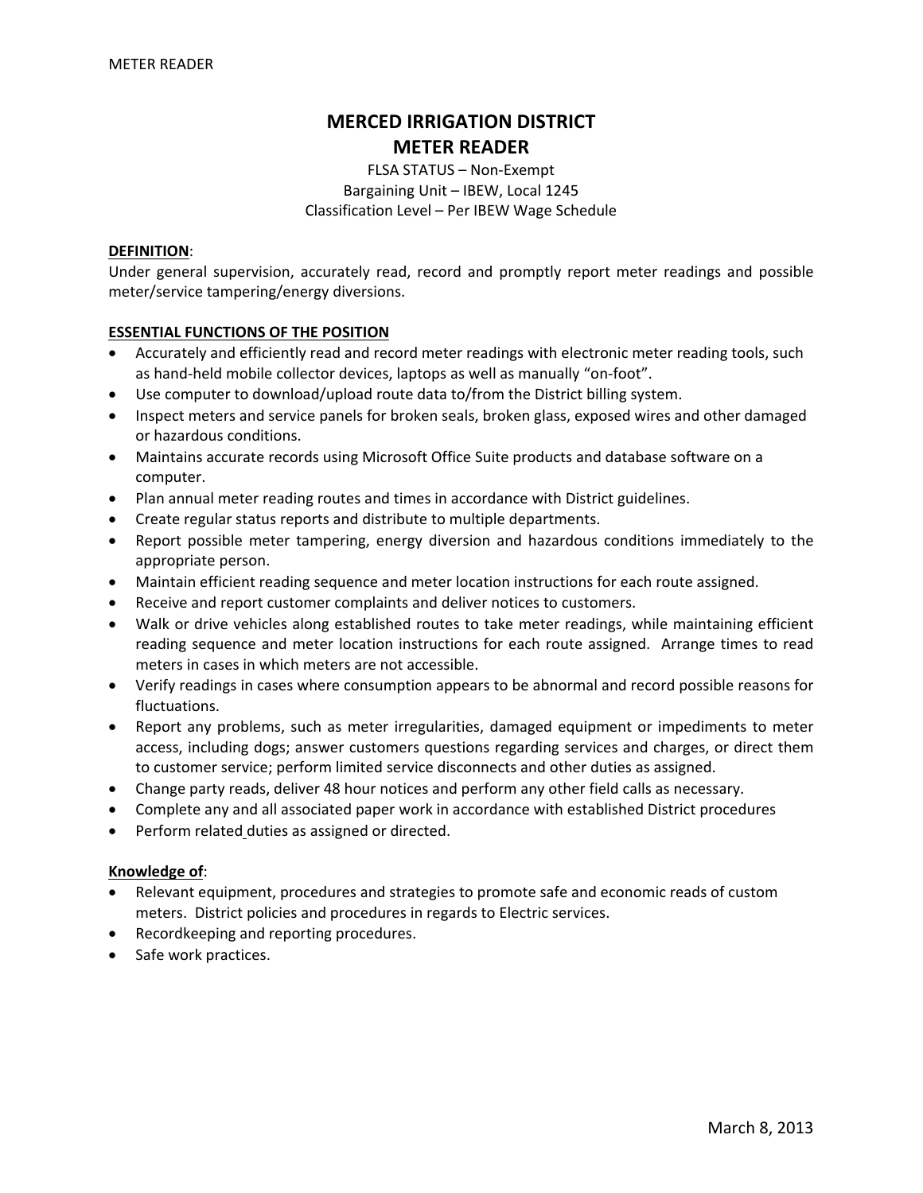# MERCED IRRIGATION DISTRICT
# METER READER

FLSA STATUS – Non-Exempt
Bargaining Unit – IBEW, Local 1245
Classification Level – Per IBEW Wage Schedule

**DEFINITION**:

Under general supervision, accurately read, record and promptly report meter readings and possible meter/service tampering/energy diversions.

**ESSENTIAL FUNCTIONS OF THE POSITION**

- Accurately and efficiently read and record meter readings with electronic meter reading tools, such as hand-held mobile collector devices, laptops as well as manually "on-foot".
- Use computer to download/upload route data to/from the District billing system.
- Inspect meters and service panels for broken seals, broken glass, exposed wires and other damaged or hazardous conditions.
- Maintains accurate records using Microsoft Office Suite products and database software on a computer.
- Plan annual meter reading routes and times in accordance with District guidelines.
- Create regular status reports and distribute to multiple departments.
- Report possible meter tampering, energy diversion and hazardous conditions immediately to the appropriate person.
- Maintain efficient reading sequence and meter location instructions for each route assigned.
- Receive and report customer complaints and deliver notices to customers.
- Walk or drive vehicles along established routes to take meter readings, while maintaining efficient reading sequence and meter location instructions for each route assigned. Arrange times to read meters in cases in which meters are not accessible.
- Verify readings in cases where consumption appears to be abnormal and record possible reasons for fluctuations.
- Report any problems, such as meter irregularities, damaged equipment or impediments to meter access, including dogs; answer customers questions regarding services and charges, or direct them to customer service; perform limited service disconnects and other duties as assigned.
- Change party reads, deliver 48 hour notices and perform any other field calls as necessary.
- Complete any and all associated paper work in accordance with established District procedures
- Perform related duties as assigned or directed.

**Knowledge of**:

- Relevant equipment, procedures and strategies to promote safe and economic reads of custom meters. District policies and procedures in regards to Electric services.
- Recordkeeping and reporting procedures.
- Safe work practices.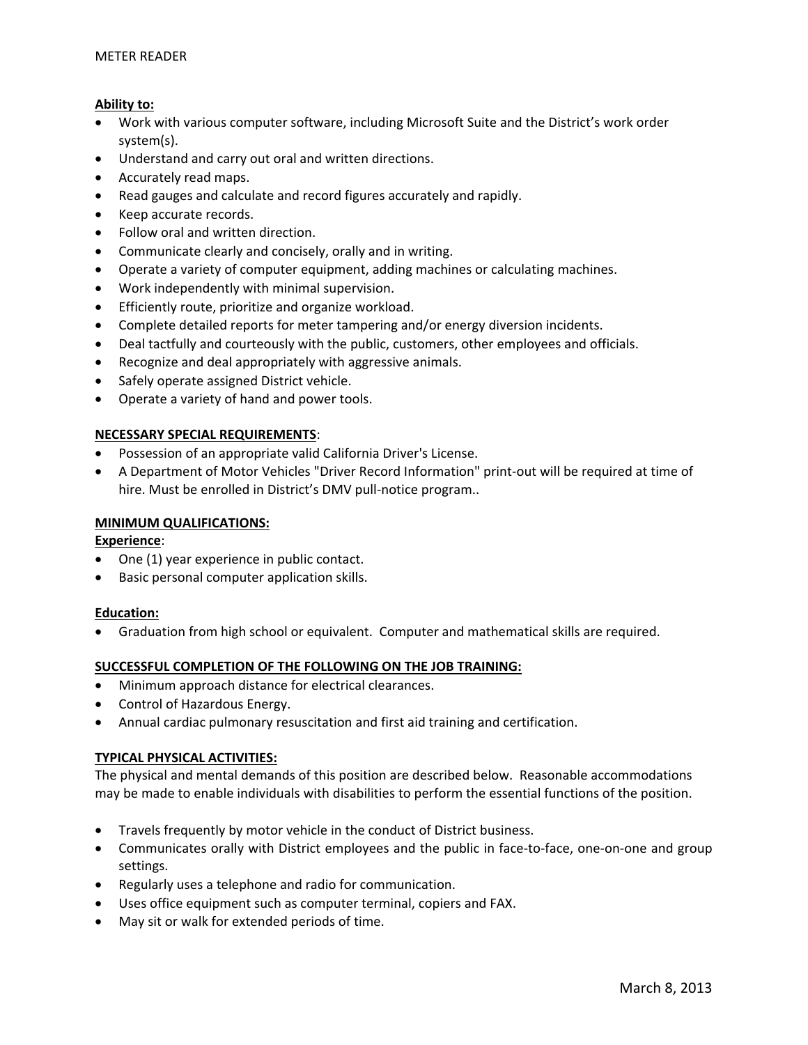**Ability to:**

- Work with various computer software, including Microsoft Suite and the District's work order system(s).
- Understand and carry out oral and written directions.
- Accurately read maps.
- Read gauges and calculate and record figures accurately and rapidly.
- Keep accurate records.
- Follow oral and written direction.
- Communicate clearly and concisely, orally and in writing.
- Operate a variety of computer equipment, adding machines or calculating machines.
- Work independently with minimal supervision.
- Efficiently route, prioritize and organize workload.
- Complete detailed reports for meter tampering and/or energy diversion incidents.
- Deal tactfully and courteously with the public, customers, other employees and officials.
- Recognize and deal appropriately with aggressive animals.
- Safely operate assigned District vehicle.
- Operate a variety of hand and power tools.

**NECESSARY SPECIAL REQUIREMENTS**:

- Possession of an appropriate valid California Driver's License.
- A Department of Motor Vehicles "Driver Record Information" print-out will be required at time of hire. Must be enrolled in District's DMV pull-notice program..

**MINIMUM QUALIFICATIONS:**

**Experience**:

- One (1) year experience in public contact.
- Basic personal computer application skills.

**Education:**

- Graduation from high school or equivalent. Computer and mathematical skills are required.

**SUCCESSFUL COMPLETION OF THE FOLLOWING ON THE JOB TRAINING:**

- Minimum approach distance for electrical clearances.
- Control of Hazardous Energy.
- Annual cardiac pulmonary resuscitation and first aid training and certification.

**TYPICAL PHYSICAL ACTIVITIES:**

The physical and mental demands of this position are described below. Reasonable accommodations may be made to enable individuals with disabilities to perform the essential functions of the position.

- Travels frequently by motor vehicle in the conduct of District business.
- Communicates orally with District employees and the public in face-to-face, one-on-one and group settings.
- Regularly uses a telephone and radio for communication.
- Uses office equipment such as computer terminal, copiers and FAX.
- May sit or walk for extended periods of time.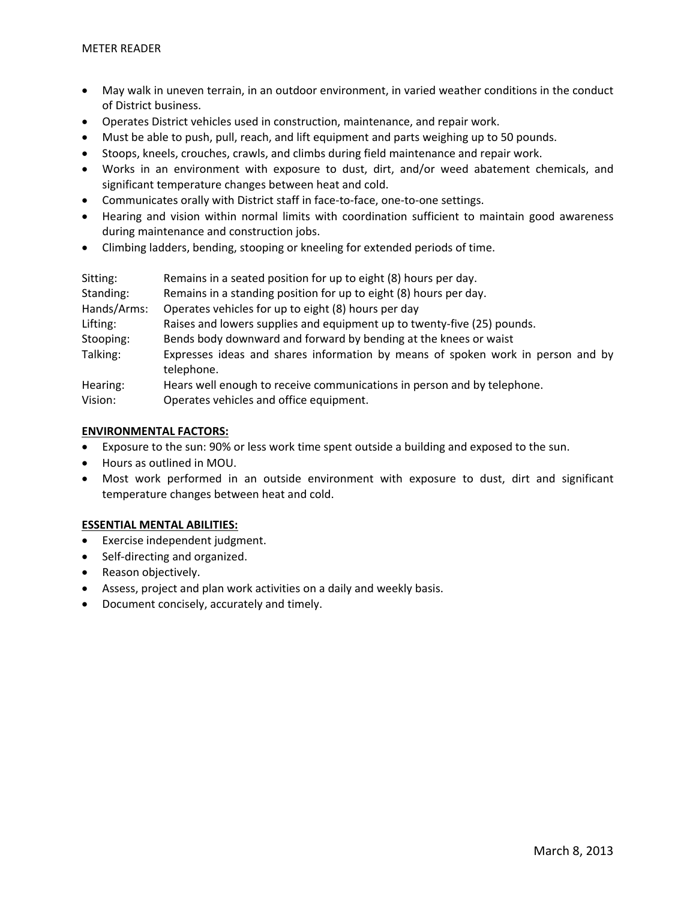- May walk in uneven terrain, in an outdoor environment, in varied weather conditions in the conduct of District business.
- Operates District vehicles used in construction, maintenance, and repair work.
- Must be able to push, pull, reach, and lift equipment and parts weighing up to 50 pounds.
- Stoops, kneels, crouches, crawls, and climbs during field maintenance and repair work.
- Works in an environment with exposure to dust, dirt, and/or weed abatement chemicals, and significant temperature changes between heat and cold.
- Communicates orally with District staff in face-to-face, one-to-one settings.
- Hearing and vision within normal limits with coordination sufficient to maintain good awareness during maintenance and construction jobs.
- Climbing ladders, bending, stooping or kneeling for extended periods of time.

| | |
|---|---|
| Sitting: | Remains in a seated position for up to eight (8) hours per day. |
| Standing: | Remains in a standing position for up to eight (8) hours per day. |
| Hands/Arms: | Operates vehicles for up to eight (8) hours per day |
| Lifting: | Raises and lowers supplies and equipment up to twenty-five (25) pounds. |
| Stooping: | Bends body downward and forward by bending at the knees or waist |
| Talking: | Expresses ideas and shares information by means of spoken work in person and by telephone. |
| Hearing: | Hears well enough to receive communications in person and by telephone. |
| Vision: | Operates vehicles and office equipment. |

**ENVIRONMENTAL FACTORS:**

- Exposure to the sun: 90% or less work time spent outside a building and exposed to the sun.
- Hours as outlined in MOU.
- Most work performed in an outside environment with exposure to dust, dirt and significant temperature changes between heat and cold.

**ESSENTIAL MENTAL ABILITIES:**

- Exercise independent judgment.
- Self-directing and organized.
- Reason objectively.
- Assess, project and plan work activities on a daily and weekly basis.
- Document concisely, accurately and timely.

March 8, 2013